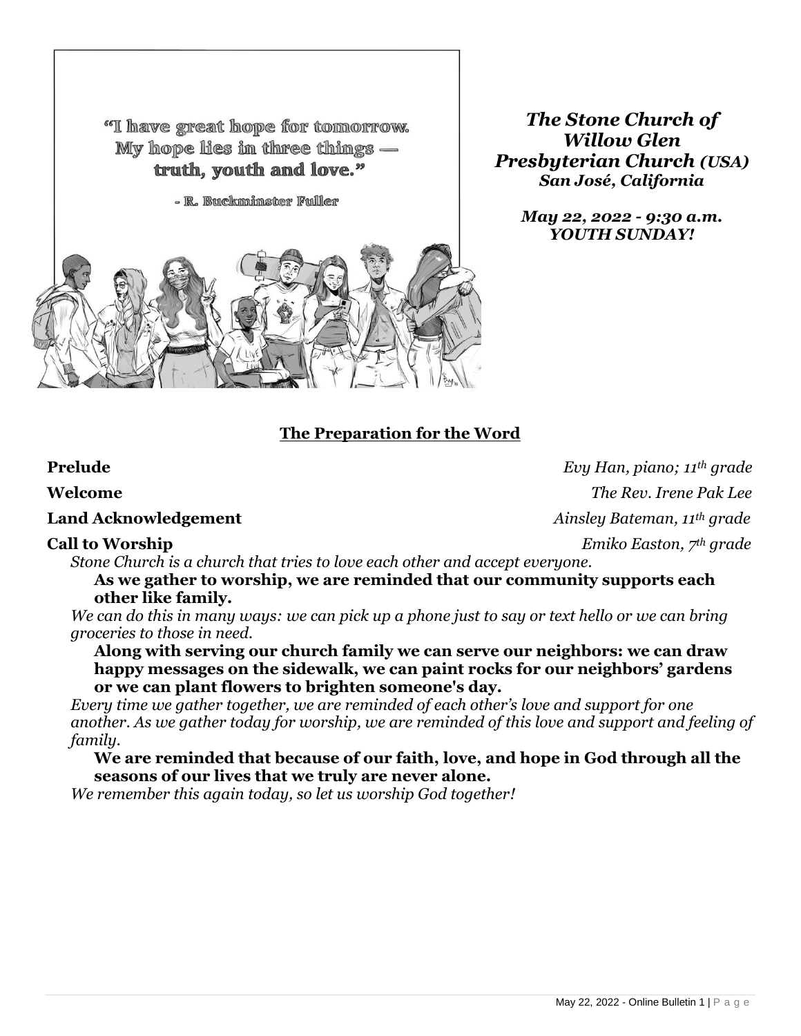"I have great hope for tomorrow. My hope lies in three things — truth, youth and love."

- R. Buckminster Fuller

***The Stone Church of Willow Glen Presbyterian Church (USA)***
***San José, California***

***May 22, 2022 - 9:30 a.m.***
***YOUTH SUNDAY!***

## The Preparation for the Word

**Prelude** *Evy Han, piano; 11th grade*

**Welcome** *The Rev. Irene Pak Lee*

**Land Acknowledgement** *Ainsley Bateman, 11th grade*

**Call to Worship** *Emiko Easton, 7th grade*

*Stone Church is a church that tries to love each other and accept everyone.*

**As we gather to worship, we are reminded that our community supports each other like family.**

*We can do this in many ways: we can pick up a phone just to say or text hello or we can bring groceries to those in need.*

**Along with serving our church family we can serve our neighbors: we can draw happy messages on the sidewalk, we can paint rocks for our neighbors' gardens or we can plant flowers to brighten someone's day.**

*Every time we gather together, we are reminded of each other's love and support for one another. As we gather today for worship, we are reminded of this love and support and feeling of family.*

**We are reminded that because of our faith, love, and hope in God through all the seasons of our lives that we truly are never alone.**

*We remember this again today, so let us worship God together!*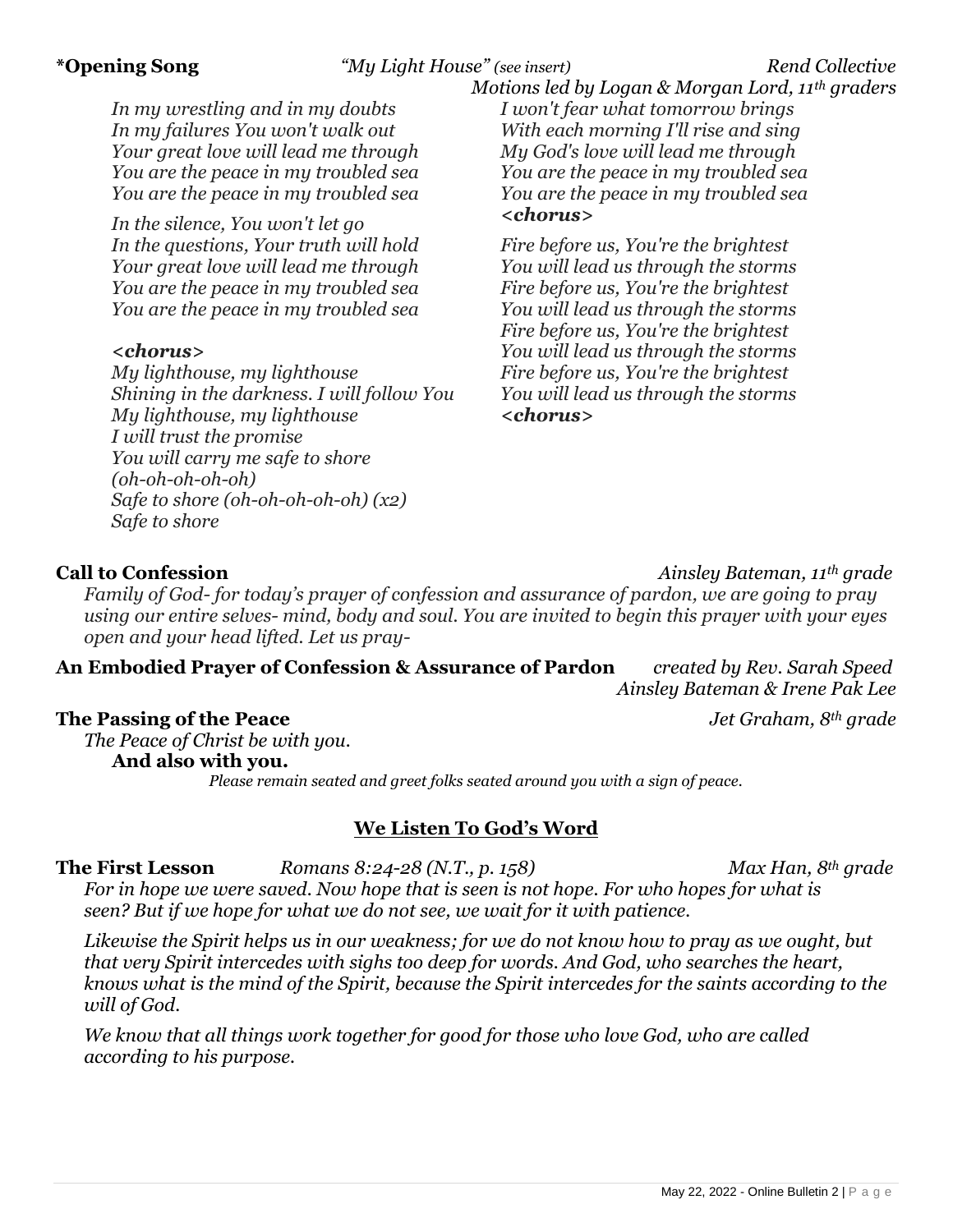**\*Opening Song** *"My Light House" (see insert)* *Rend Collective*
*Motions led by Logan & Morgan Lord, 11th graders*

*In my wrestling and in my doubts*
*In my failures You won't walk out*
*Your great love will lead me through*
*You are the peace in my troubled sea*
*You are the peace in my troubled sea*

*In the silence, You won't let go*
*In the questions, Your truth will hold*
*Your great love will lead me through*
*You are the peace in my troubled sea*
*You are the peace in my troubled sea*

***<chorus>***
*My lighthouse, my lighthouse*
*Shining in the darkness. I will follow You*
*My lighthouse, my lighthouse*
*I will trust the promise*
*You will carry me safe to shore*
*(oh-oh-oh-oh-oh)*
*Safe to shore (oh-oh-oh-oh-oh) (x2)*
*Safe to shore*

*I won't fear what tomorrow brings*
*With each morning I'll rise and sing*
*My God's love will lead me through*
*You are the peace in my troubled sea*
*You are the peace in my troubled sea*
***<chorus>***

*Fire before us, You're the brightest*
*You will lead us through the storms*
*Fire before us, You're the brightest*
*You will lead us through the storms*
*Fire before us, You're the brightest*
*You will lead us through the storms*
*Fire before us, You're the brightest*
*You will lead us through the storms*
***<chorus>***

**Call to Confession** *Ainsley Bateman, 11th grade*

*Family of God- for today's prayer of confession and assurance of pardon, we are going to pray using our entire selves- mind, body and soul. You are invited to begin this prayer with your eyes open and your head lifted. Let us pray-*

**An Embodied Prayer of Confession & Assurance of Pardon** *created by Rev. Sarah Speed*
*Ainsley Bateman & Irene Pak Lee*

**The Passing of the Peace** *Jet Graham, 8th grade*

*The Peace of Christ be with you.*
**And also with you.**

*Please remain seated and greet folks seated around you with a sign of peace.*

## We Listen To God's Word

**The First Lesson** *Romans 8:24-28 (N.T., p. 158)* *Max Han, 8th grade*

*For in hope we were saved. Now hope that is seen is not hope. For who hopes for what is seen? But if we hope for what we do not see, we wait for it with patience.*

*Likewise the Spirit helps us in our weakness; for we do not know how to pray as we ought, but that very Spirit intercedes with sighs too deep for words. And God, who searches the heart, knows what is the mind of the Spirit, because the Spirit intercedes for the saints according to the will of God.*

*We know that all things work together for good for those who love God, who are called according to his purpose.*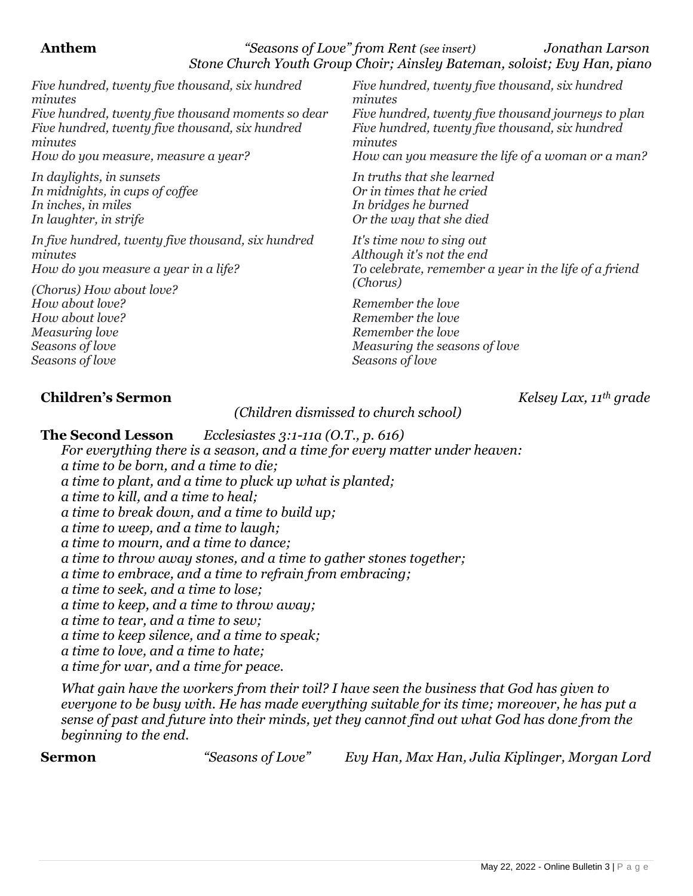**Anthem** *"Seasons of Love" from Rent (see insert)* *Jonathan Larson*
*Stone Church Youth Group Choir; Ainsley Bateman, soloist; Evy Han, piano*

*Five hundred, twenty five thousand, six hundred minutes*
*Five hundred, twenty five thousand moments so dear*
*Five hundred, twenty five thousand, six hundred minutes*
*How do you measure, measure a year?*

*In daylights, in sunsets*
*In midnights, in cups of coffee*
*In inches, in miles*
*In laughter, in strife*

*In five hundred, twenty five thousand, six hundred minutes*
*How do you measure a year in a life?*

*(Chorus) How about love?*
*How about love?*
*How about love?*
*Measuring love*
*Seasons of love*
*Seasons of love*

*Five hundred, twenty five thousand, six hundred minutes*
*Five hundred, twenty five thousand journeys to plan*
*Five hundred, twenty five thousand, six hundred minutes*
*How can you measure the life of a woman or a man?*

*In truths that she learned*
*Or in times that he cried*
*In bridges he burned*
*Or the way that she died*

*It's time now to sing out*
*Although it's not the end*
*To celebrate, remember a year in the life of a friend*
*(Chorus)*

*Remember the love*
*Remember the love*
*Remember the love*
*Measuring the seasons of love*
*Seasons of love*

**Children's Sermon** *Kelsey Lax, 11th grade*

*(Children dismissed to church school)*

**The Second Lesson** *Ecclesiastes 3:1-11a (O.T., p. 616)*

*For everything there is a season, and a time for every matter under heaven:*
*a time to be born, and a time to die;*
*a time to plant, and a time to pluck up what is planted;*
*a time to kill, and a time to heal;*
*a time to break down, and a time to build up;*
*a time to weep, and a time to laugh;*
*a time to mourn, and a time to dance;*
*a time to throw away stones, and a time to gather stones together;*
*a time to embrace, and a time to refrain from embracing;*
*a time to seek, and a time to lose;*
*a time to keep, and a time to throw away;*
*a time to tear, and a time to sew;*
*a time to keep silence, and a time to speak;*
*a time to love, and a time to hate;*
*a time for war, and a time for peace.*

*What gain have the workers from their toil? I have seen the business that God has given to everyone to be busy with. He has made everything suitable for its time; moreover, he has put a sense of past and future into their minds, yet they cannot find out what God has done from the beginning to the end.*

**Sermon** *"Seasons of Love"* *Evy Han, Max Han, Julia Kiplinger, Morgan Lord*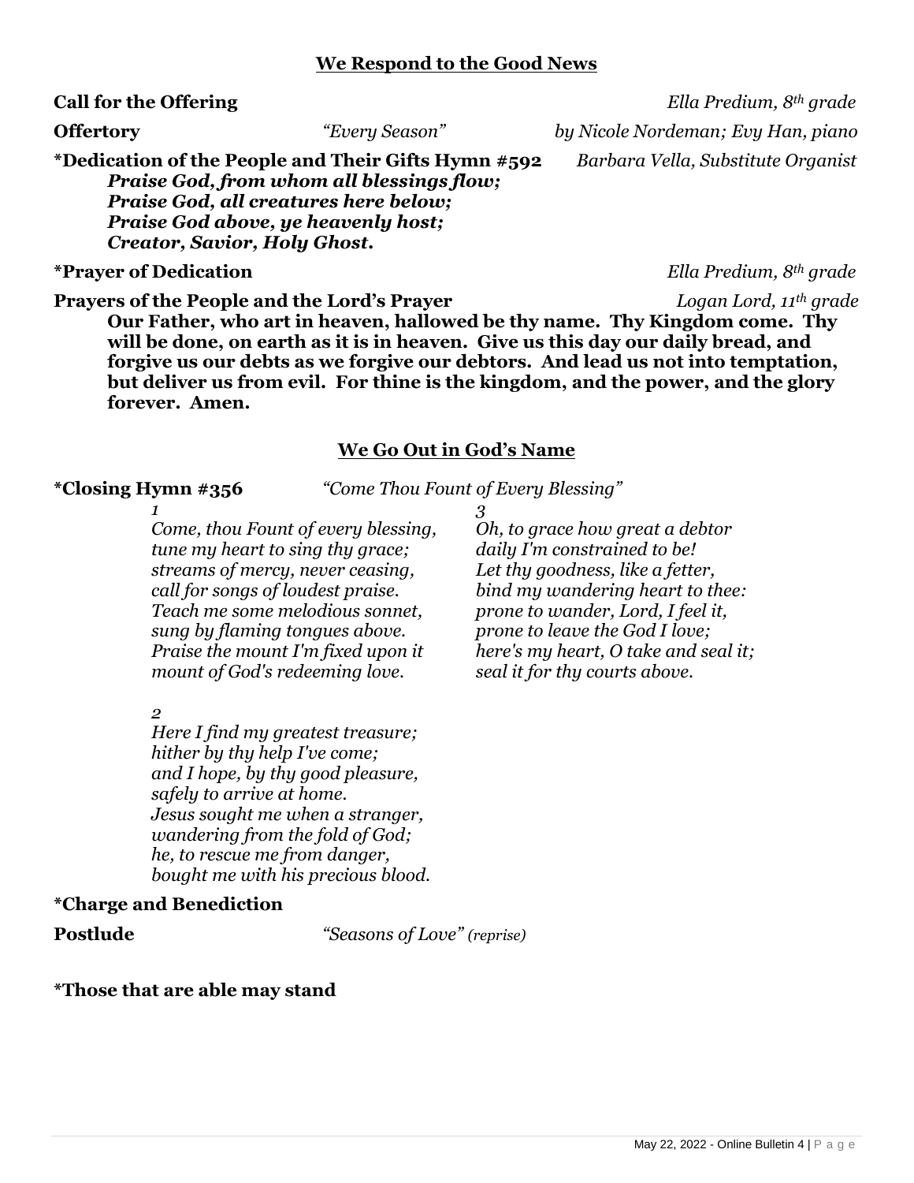## We Respond to the Good News

**Call for the Offering** *Ella Predium, 8th grade*

**Offertory** *"Every Season"* *by Nicole Nordeman; Evy Han, piano*

**\*Dedication of the People and Their Gifts Hymn #592** *Barbara Vella, Substitute Organist*

***Praise God, from whom all blessings flow;***
***Praise God, all creatures here below;***
***Praise God above, ye heavenly host;***
***Creator, Savior, Holy Ghost.***

**\*Prayer of Dedication** *Ella Predium, 8th grade*

**Prayers of the People and the Lord's Prayer** *Logan Lord, 11th grade*

**Our Father, who art in heaven, hallowed be thy name. Thy Kingdom come. Thy will be done, on earth as it is in heaven. Give us this day our daily bread, and forgive us our debts as we forgive our debtors. And lead us not into temptation, but deliver us from evil. For thine is the kingdom, and the power, and the glory forever. Amen.**

## We Go Out in God's Name

**\*Closing Hymn #356** *"Come Thou Fount of Every Blessing"*

*1*
*Come, thou Fount of every blessing,*
*tune my heart to sing thy grace;*
*streams of mercy, never ceasing,*
*call for songs of loudest praise.*
*Teach me some melodious sonnet,*
*sung by flaming tongues above.*
*Praise the mount I'm fixed upon it*
*mount of God's redeeming love.*

*2*
*Here I find my greatest treasure;*
*hither by thy help I've come;*
*and I hope, by thy good pleasure,*
*safely to arrive at home.*
*Jesus sought me when a stranger,*
*wandering from the fold of God;*
*he, to rescue me from danger,*
*bought me with his precious blood.*

*3*
*Oh, to grace how great a debtor*
*daily I'm constrained to be!*
*Let thy goodness, like a fetter,*
*bind my wandering heart to thee:*
*prone to wander, Lord, I feel it,*
*prone to leave the God I love;*
*here's my heart, O take and seal it;*
*seal it for thy courts above.*

**\*Charge and Benediction**

**Postlude** *"Seasons of Love" (reprise)*

**\*Those that are able may stand**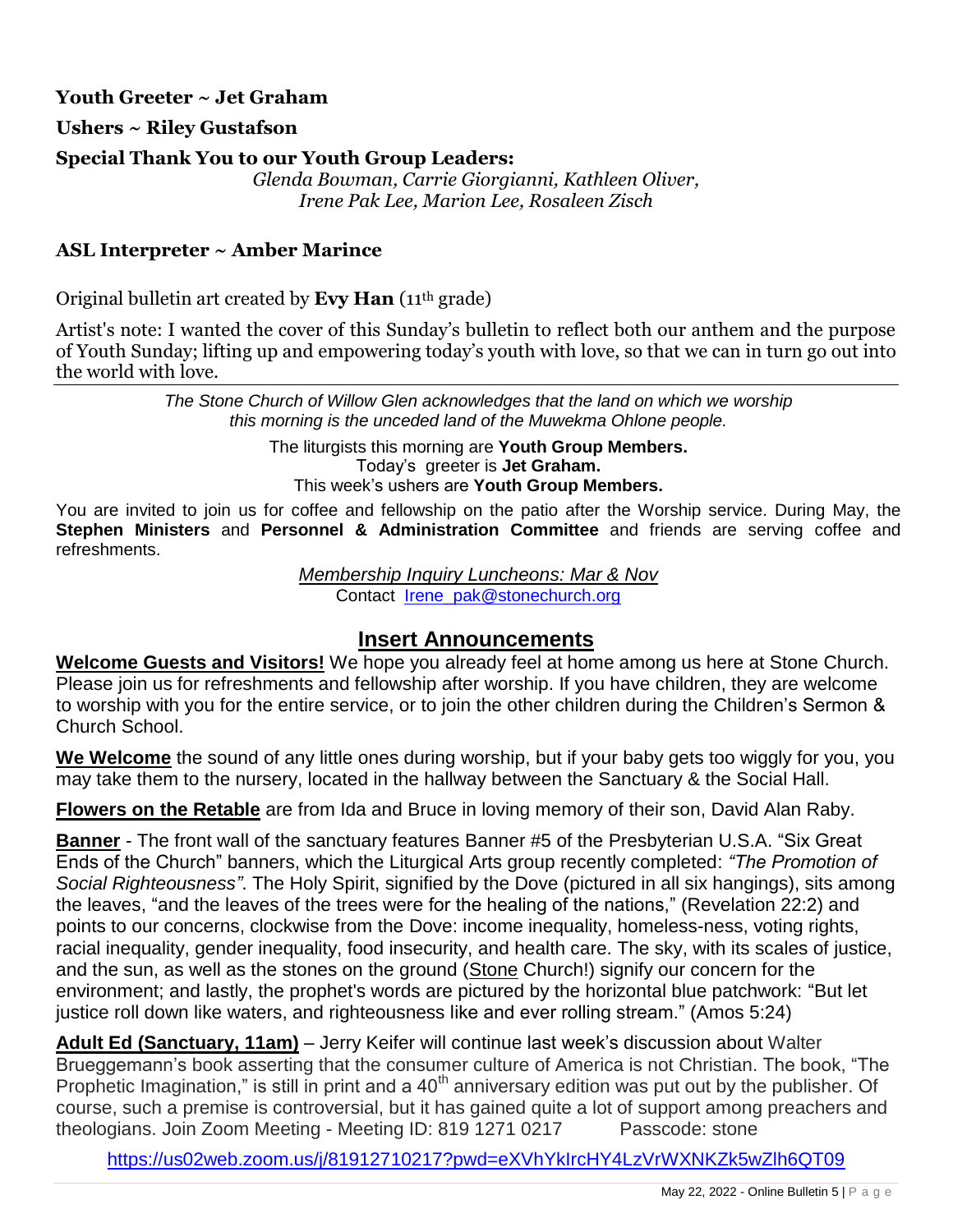**Youth Greeter ~ Jet Graham**

**Ushers ~ Riley Gustafson**

**Special Thank You to our Youth Group Leaders:**

*Glenda Bowman, Carrie Giorgianni, Kathleen Oliver, Irene Pak Lee, Marion Lee, Rosaleen Zisch*

**ASL Interpeter ~ Amber Marince**

Original bulletin art created by **Evy Han** (11th grade)

Artist's note: I wanted the cover of this Sunday's bulletin to reflect both our anthem and the purpose of Youth Sunday; lifting up and empowering today's youth with love, so that we can in turn go out into the world with love.

---

*The Stone Church of Willow Glen acknowledges that the land on which we worship this morning is the unceded land of the Muwekma Ohlone people.*

The liturgists this morning are **Youth Group Members.**
Today's greeter is **Jet Graham.**
This week's ushers are **Youth Group Members.**

You are invited to join us for coffee and fellowship on the patio after the Worship service. During May, the **Stephen Ministers** and **Personnel & Administration Committee** and friends are serving coffee and refreshments.

*Membership Inquiry Luncheons: Mar & Nov*
Contact Irene_pak@stonechurch.org

## Insert Announcements

**Welcome Guests and Visitors!** We hope you already feel at home among us here at Stone Church. Please join us for refreshments and fellowship after worship. If you have children, they are welcome to worship with you for the entire service, or to join the other children during the Children's Sermon & Church School.

**We Welcome** the sound of any little ones during worship, but if your baby gets too wiggly for you, you may take them to the nursery, located in the hallway between the Sanctuary & the Social Hall.

**Flowers on the Retable** are from Ida and Bruce in loving memory of their son, David Alan Raby.

**Banner** - The front wall of the sanctuary features Banner #5 of the Presbyterian U.S.A. "Six Great Ends of the Church" banners, which the Liturgical Arts group recently completed: *"The Promotion of Social Righteousness"*. The Holy Spirit, signified by the Dove (pictured in all six hangings), sits among the leaves, "and the leaves of the trees were for the healing of the nations," (Revelation 22:2) and points to our concerns, clockwise from the Dove: income inequality, homeless-ness, voting rights, racial inequality, gender inequality, food insecurity, and health care. The sky, with its scales of justice, and the sun, as well as the stones on the ground (Stone Church!) signify our concern for the environment; and lastly, the prophet's words are pictured by the horizontal blue patchwork: "But let justice roll down like waters, and righteousness like and ever rolling stream." (Amos 5:24)

**Adult Ed (Sanctuary, 11am)** – Jerry Keifer will continue last week's discussion about Walter Brueggemann's book asserting that the consumer culture of America is not Christian. The book, "The Prophetic Imagination," is still in print and a 40th anniversary edition was put out by the publisher. Of course, such a premise is controversial, but it has gained quite a lot of support among preachers and theologians. Join Zoom Meeting - Meeting ID: 819 1271 0217 Passcode: stone

https://us02web.zoom.us/j/81912710217?pwd=eXVhYkIrcHY4LzVrWXNKZk5wZlh6QT09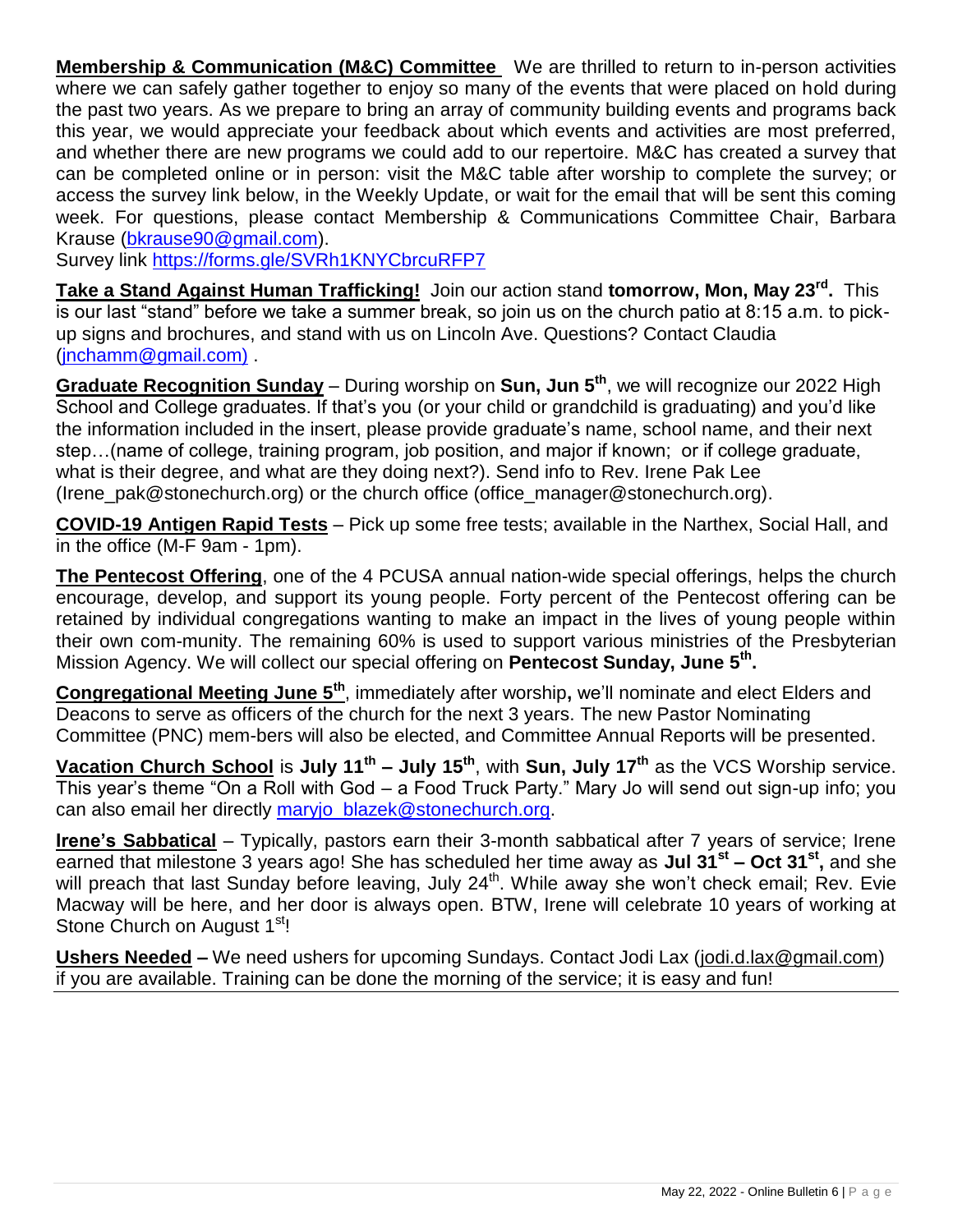**Membership & Communication (M&C) Committee** We are thrilled to return to in-person activities where we can safely gather together to enjoy so many of the events that were placed on hold during the past two years. As we prepare to bring an array of community building events and programs back this year, we would appreciate your feedback about which events and activities are most preferred, and whether there are new programs we could add to our repertoire. M&C has created a survey that can be completed online or in person: visit the M&C table after worship to complete the survey; or access the survey link below, in the Weekly Update, or wait for the email that will be sent this coming week. For questions, please contact Membership & Communications Committee Chair, Barbara Krause (bkrause90@gmail.com).
Survey link https://forms.gle/SVRh1KNYCbrcuRFP7

**Take a Stand Against Human Trafficking!** Join our action stand **tomorrow, Mon, May 23rd.** This is our last "stand" before we take a summer break, so join us on the church patio at 8:15 a.m. to pick-up signs and brochures, and stand with us on Lincoln Ave. Questions? Contact Claudia (jnchamm@gmail.com) .

**Graduate Recognition Sunday** – During worship on **Sun, Jun 5th**, we will recognize our 2022 High School and College graduates. If that's you (or your child or grandchild is graduating) and you'd like the information included in the insert, please provide graduate's name, school name, and their next step…(name of college, training program, job position, and major if known; or if college graduate, what is their degree, and what are they doing next?). Send info to Rev. Irene Pak Lee (Irene_pak@stonechurch.org) or the church office (office_manager@stonechurch.org).

**COVID-19 Antigen Rapid Tests** – Pick up some free tests; available in the Narthex, Social Hall, and in the office (M-F 9am - 1pm).

**The Pentecost Offering**, one of the 4 PCUSA annual nation-wide special offerings, helps the church encourage, develop, and support its young people. Forty percent of the Pentecost offering can be retained by individual congregations wanting to make an impact in the lives of young people within their own com-munity. The remaining 60% is used to support various ministries of the Presbyterian Mission Agency. We will collect our special offering on **Pentecost Sunday, June 5th.**

**Congregational Meeting June 5th**, immediately after worship**,** we'll nominate and elect Elders and Deacons to serve as officers of the church for the next 3 years. The new Pastor Nominating Committee (PNC) mem-bers will also be elected, and Committee Annual Reports will be presented.

**Vacation Church School** is **July 11th – July 15th**, with **Sun, July 17th** as the VCS Worship service. This year's theme "On a Roll with God – a Food Truck Party." Mary Jo will send out sign-up info; you can also email her directly maryjo_blazek@stonechurch.org.

**Irene's Sabbatical** – Typically, pastors earn their 3-month sabbatical after 7 years of service; Irene earned that milestone 3 years ago! She has scheduled her time away as **Jul 31st – Oct 31st,** and she will preach that last Sunday before leaving, July 24th. While away she won't check email; Rev. Evie Macway will be here, and her door is always open. BTW, Irene will celebrate 10 years of working at Stone Church on August 1st!

**Ushers Needed –** We need ushers for upcoming Sundays. Contact Jodi Lax (jodi.d.lax@gmail.com) if you are available. Training can be done the morning of the service; it is easy and fun!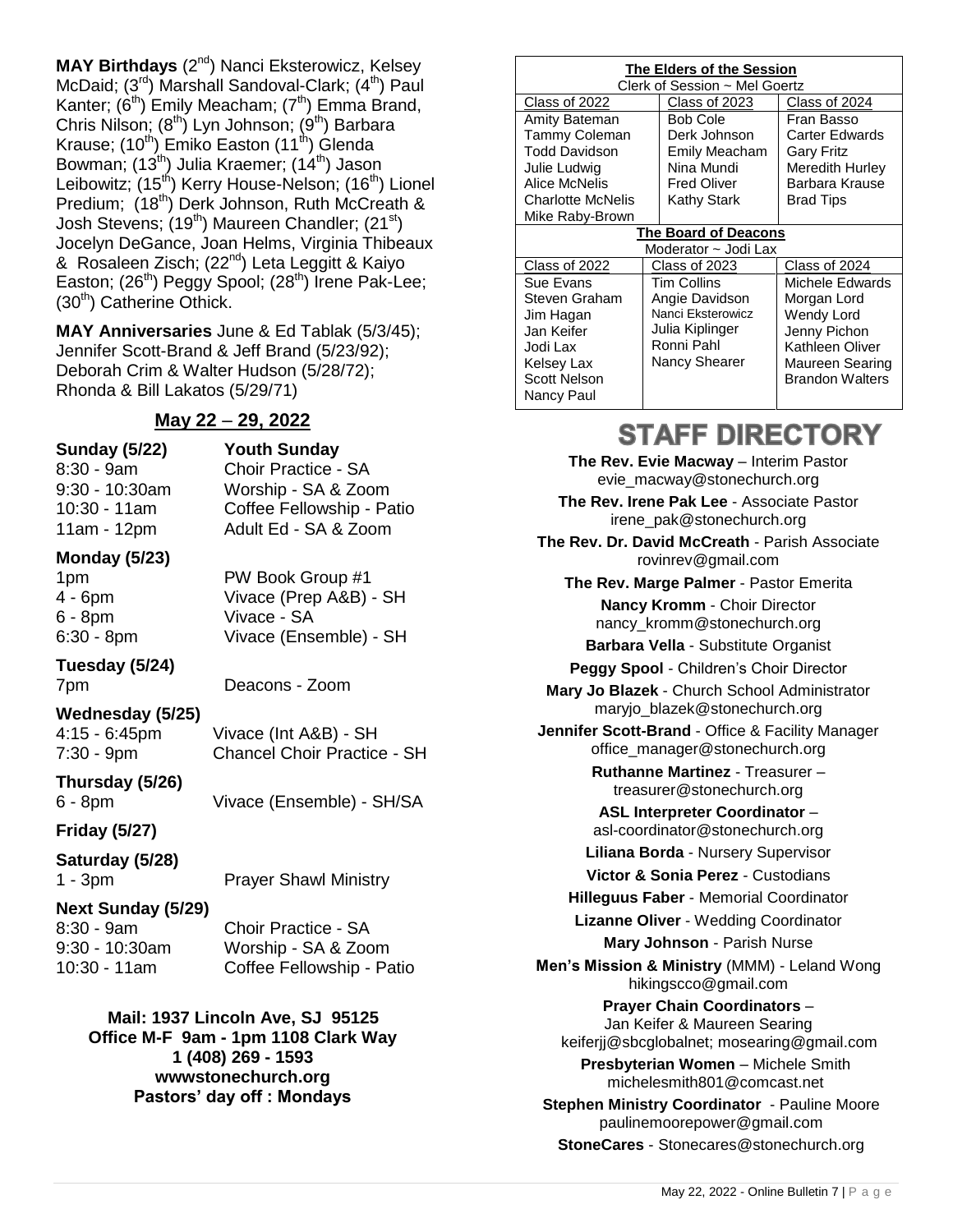**MAY Birthdays** (2nd) Nanci Eksterowicz, Kelsey McDaid; (3rd) Marshall Sandoval-Clark; (4th) Paul Kanter; (6th) Emily Meacham; (7th) Emma Brand, Chris Nilson; (8th) Lyn Johnson; (9th) Barbara Krause; (10th) Emiko Easton (11th) Glenda Bowman; (13th) Julia Kraemer; (14th) Jason Leibowitz; (15th) Kerry House-Nelson; (16th) Lionel Predium; (18th) Derk Johnson, Ruth McCreath & Josh Stevens; (19th) Maureen Chandler; (21st) Jocelyn DeGance, Joan Helms, Virginia Thibeaux & Rosaleen Zisch; (22nd) Leta Leggitt & Kaiyo Easton; (26th) Peggy Spool; (28th) Irene Pak-Lee; (30th) Catherine Othick.

**MAY Anniversaries** June & Ed Tablak (5/3/45); Jennifer Scott-Brand & Jeff Brand (5/23/92); Deborah Crim & Walter Hudson (5/28/72); Rhonda & Bill Lakatos (5/29/71)

## May 22 – 29, 2022

**Sunday (5/22)** **Youth Sunday**
8:30 - 9am Choir Practice - SA
9:30 - 10:30am Worship - SA & Zoom
10:30 - 11am Coffee Fellowship - Patio
11am - 12pm Adult Ed - SA & Zoom

**Monday (5/23)**
1pm PW Book Group #1
4 - 6pm Vivace (Prep A&B) - SH
6 - 8pm Vivace - SA
6:30 - 8pm Vivace (Ensemble) - SH

**Tuesday (5/24)**
7pm Deacons - Zoom

**Wednesday (5/25)**
4:15 - 6:45pm Vivace (Int A&B) - SH
7:30 - 9pm Chancel Choir Practice - SH

**Thursday (5/26)**
6 - 8pm Vivace (Ensemble) - SH/SA

**Friday (5/27)**

**Saturday (5/28)**
1 - 3pm Prayer Shawl Ministry

**Next Sunday (5/29)**
8:30 - 9am Choir Practice - SA
9:30 - 10:30am Worship - SA & Zoom
10:30 - 11am Coffee Fellowship - Patio

**Mail: 1937 Lincoln Ave, SJ 95125**
**Office M-F 9am - 1pm 1108 Clark Way**
**1 (408) 269 - 1593**
**wwwstonechurch.org**
**Pastors' day off : Mondays**

**The Elders of the Session**
Clerk of Session ~ Mel Goertz

| Class of 2022 | Class of 2023 | Class of 2024 |
|---|---|---|
| Amity Bateman | Bob Cole | Fran Basso |
| Tammy Coleman | Derk Johnson | Carter Edwards |
| Todd Davidson | Emily Meacham | Gary Fritz |
| Julie Ludwig | Nina Mundi | Meredith Hurley |
| Alice McNelis | Fred Oliver | Barbara Krause |
| Charlotte McNelis | Kathy Stark | Brad Tips |
| Mike Raby-Brown | | |

**The Board of Deacons**
Moderator ~ Jodi Lax

| Class of 2022 | Class of 2023 | Class of 2024 |
|---|---|---|
| Sue Evans | Tim Collins | Michele Edwards |
| Steven Graham | Angie Davidson | Morgan Lord |
| Jim Hagan | Nanci Eksterowicz | Wendy Lord |
| Jan Keifer | Julia Kiplinger | Jenny Pichon |
| Jodi Lax | Ronni Pahl | Kathleen Oliver |
| Kelsey Lax | Nancy Shearer | Maureen Searing |
| Scott Nelson | | Brandon Walters |
| Nancy Paul | | |

# STAFF DIRECTORY

**The Rev. Evie Macway** – Interim Pastor
evie_macway@stonechurch.org

**The Rev. Irene Pak Lee** - Associate Pastor
irene_pak@stonechurch.org

**The Rev. Dr. David McCreath** - Parish Associate
rovinrev@gmail.com

**The Rev. Marge Palmer** - Pastor Emerita

**Nancy Kromm** - Choir Director
nancy_kromm@stonechurch.org

**Barbara Vella** - Substitute Organist

**Peggy Spool** - Children's Choir Director

**Mary Jo Blazek** - Church School Administrator
maryjo_blazek@stonechurch.org

**Jennifer Scott-Brand** - Office & Facility Manager
office_manager@stonechurch.org

**Ruthanne Martinez** - Treasurer –
treasurer@stonechurch.org

**ASL Interpreter Coordinator** –
asl-coordinator@stonechurch.org

**Liliana Borda** - Nursery Supervisor

**Victor & Sonia Perez** - Custodians

**Hilleguus Faber** - Memorial Coordinator

**Lizanne Oliver** - Wedding Coordinator

**Mary Johnson** - Parish Nurse

**Men's Mission & Ministry** (MMM) - Leland Wong
hikingscco@gmail.com

**Prayer Chain Coordinators** –
Jan Keifer & Maureen Searing
keiferjj@sbcglobalnet; mosearing@gmail.com

**Presbyterian Women** – Michele Smith
michelesmith801@comcast.net

**Stephen Ministry Coordinator** - Pauline Moore
paulinemoorepower@gmail.com

**StoneCares** - Stonecares@stonechurch.org